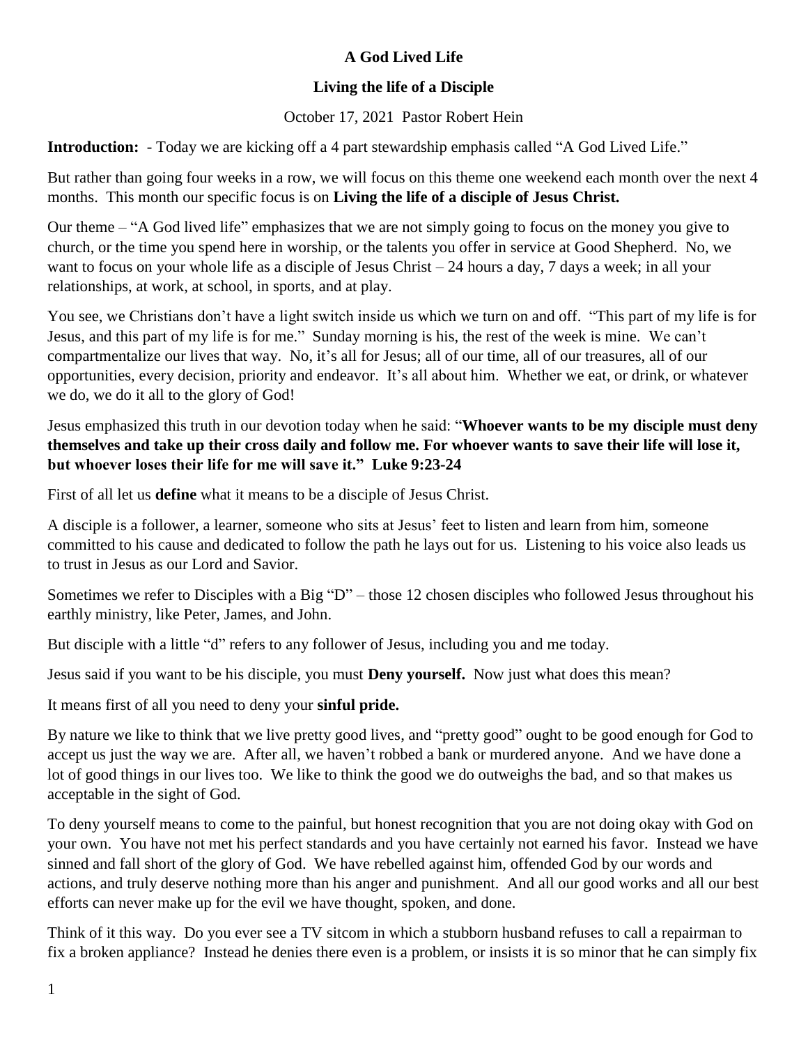# A God Lived Life

## Living the life of a Disciple

October 17, 2021 Pastor Robert Hein

**Introduction:** - Today we are kicking off a 4 part stewardship emphasis called "A God Lived Life."

But rather than going four weeks in a row, we will focus on this theme one weekend each month over the next 4 months. This month our specific focus is on **Living the life of a disciple of Jesus Christ.**

Our theme – "A God lived life" emphasizes that we are not simply going to focus on the money you give to church, or the time you spend here in worship, or the talents you offer in service at Good Shepherd. No, we want to focus on your whole life as a disciple of Jesus Christ – 24 hours a day, 7 days a week; in all your relationships, at work, at school, in sports, and at play.

You see, we Christians don't have a light switch inside us which we turn on and off. "This part of my life is for Jesus, and this part of my life is for me." Sunday morning is his, the rest of the week is mine. We can't compartmentalize our lives that way. No, it's all for Jesus; all of our time, all of our treasures, all of our opportunities, every decision, priority and endeavor. It's all about him. Whether we eat, or drink, or whatever we do, we do it all to the glory of God!

Jesus emphasized this truth in our devotion today when he said: "**Whoever wants to be my disciple must deny themselves and take up their cross daily and follow me. For whoever wants to save their life will lose it, but whoever loses their life for me will save it." Luke 9:23-24**

First of all let us **define** what it means to be a disciple of Jesus Christ.

A disciple is a follower, a learner, someone who sits at Jesus' feet to listen and learn from him, someone committed to his cause and dedicated to follow the path he lays out for us. Listening to his voice also leads us to trust in Jesus as our Lord and Savior.

Sometimes we refer to Disciples with a Big "D" – those 12 chosen disciples who followed Jesus throughout his earthly ministry, like Peter, James, and John.

But disciple with a little "d" refers to any follower of Jesus, including you and me today.

Jesus said if you want to be his disciple, you must **Deny yourself.** Now just what does this mean?

It means first of all you need to deny your **sinful pride.**

By nature we like to think that we live pretty good lives, and "pretty good" ought to be good enough for God to accept us just the way we are. After all, we haven't robbed a bank or murdered anyone. And we have done a lot of good things in our lives too. We like to think the good we do outweighs the bad, and so that makes us acceptable in the sight of God.

To deny yourself means to come to the painful, but honest recognition that you are not doing okay with God on your own. You have not met his perfect standards and you have certainly not earned his favor. Instead we have sinned and fall short of the glory of God. We have rebelled against him, offended God by our words and actions, and truly deserve nothing more than his anger and punishment. And all our good works and all our best efforts can never make up for the evil we have thought, spoken, and done.

Think of it this way. Do you ever see a TV sitcom in which a stubborn husband refuses to call a repairman to fix a broken appliance? Instead he denies there even is a problem, or insists it is so minor that he can simply fix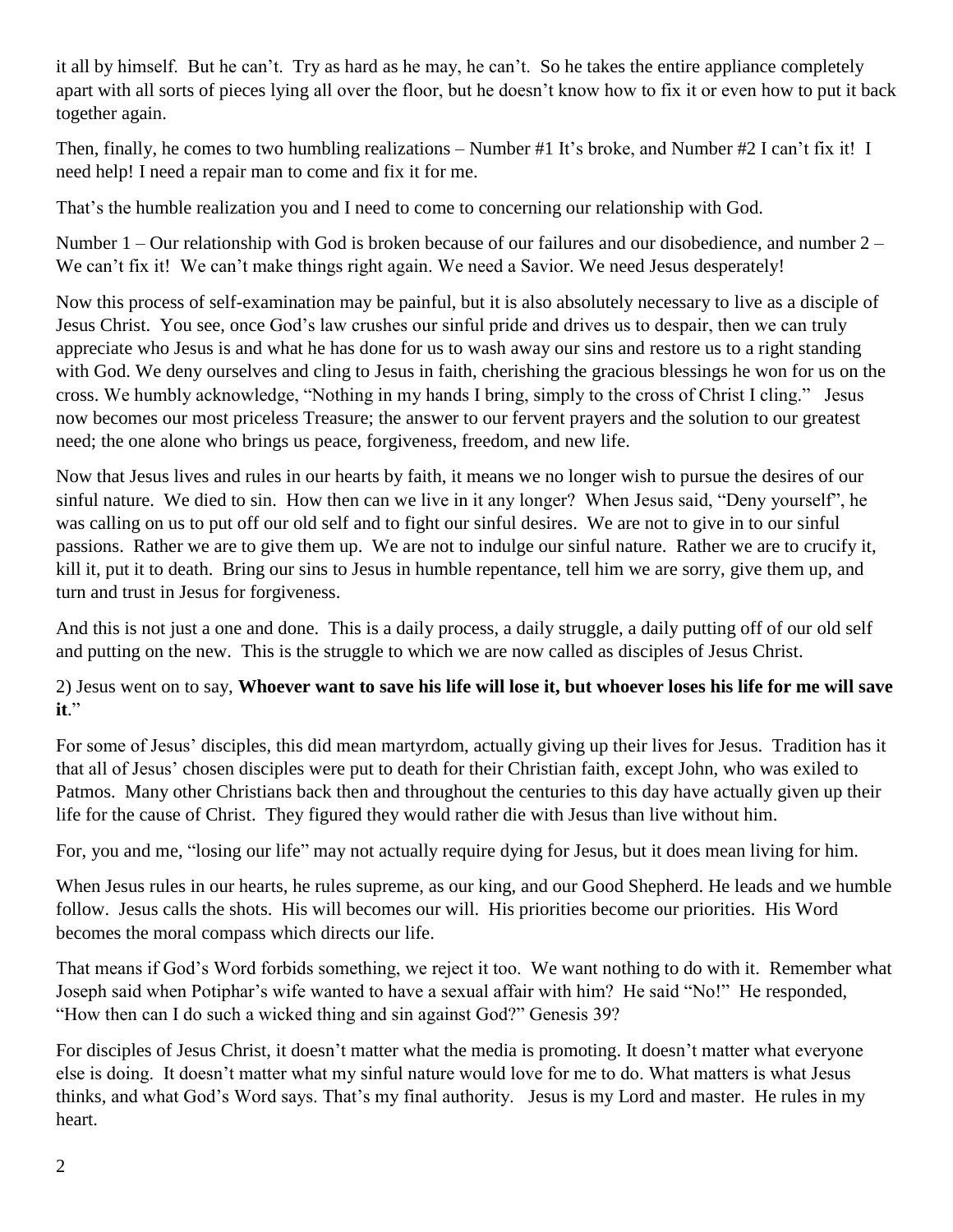it all by himself. But he can't. Try as hard as he may, he can't. So he takes the entire appliance completely apart with all sorts of pieces lying all over the floor, but he doesn't know how to fix it or even how to put it back together again.

Then, finally, he comes to two humbling realizations – Number #1 It's broke, and Number #2 I can't fix it! I need help! I need a repair man to come and fix it for me.

That's the humble realization you and I need to come to concerning our relationship with God.

Number 1 – Our relationship with God is broken because of our failures and our disobedience, and number 2 – We can't fix it! We can't make things right again. We need a Savior. We need Jesus desperately!

Now this process of self-examination may be painful, but it is also absolutely necessary to live as a disciple of Jesus Christ. You see, once God's law crushes our sinful pride and drives us to despair, then we can truly appreciate who Jesus is and what he has done for us to wash away our sins and restore us to a right standing with God. We deny ourselves and cling to Jesus in faith, cherishing the gracious blessings he won for us on the cross. We humbly acknowledge, "Nothing in my hands I bring, simply to the cross of Christ I cling." Jesus now becomes our most priceless Treasure; the answer to our fervent prayers and the solution to our greatest need; the one alone who brings us peace, forgiveness, freedom, and new life.

Now that Jesus lives and rules in our hearts by faith, it means we no longer wish to pursue the desires of our sinful nature. We died to sin. How then can we live in it any longer? When Jesus said, "Deny yourself", he was calling on us to put off our old self and to fight our sinful desires. We are not to give in to our sinful passions. Rather we are to give them up. We are not to indulge our sinful nature. Rather we are to crucify it, kill it, put it to death. Bring our sins to Jesus in humble repentance, tell him we are sorry, give them up, and turn and trust in Jesus for forgiveness.

And this is not just a one and done. This is a daily process, a daily struggle, a daily putting off of our old self and putting on the new. This is the struggle to which we are now called as disciples of Jesus Christ.

2) Jesus went on to say, **Whoever want to save his life will lose it, but whoever loses his life for me will save it**."

For some of Jesus' disciples, this did mean martyrdom, actually giving up their lives for Jesus. Tradition has it that all of Jesus' chosen disciples were put to death for their Christian faith, except John, who was exiled to Patmos. Many other Christians back then and throughout the centuries to this day have actually given up their life for the cause of Christ. They figured they would rather die with Jesus than live without him.

For, you and me, "losing our life" may not actually require dying for Jesus, but it does mean living for him.

When Jesus rules in our hearts, he rules supreme, as our king, and our Good Shepherd. He leads and we humble follow. Jesus calls the shots. His will becomes our will. His priorities become our priorities. His Word becomes the moral compass which directs our life.

That means if God's Word forbids something, we reject it too. We want nothing to do with it. Remember what Joseph said when Potiphar's wife wanted to have a sexual affair with him? He said "No!" He responded, "How then can I do such a wicked thing and sin against God?" Genesis 39?

For disciples of Jesus Christ, it doesn't matter what the media is promoting. It doesn't matter what everyone else is doing. It doesn't matter what my sinful nature would love for me to do. What matters is what Jesus thinks, and what God's Word says. That's my final authority. Jesus is my Lord and master. He rules in my heart.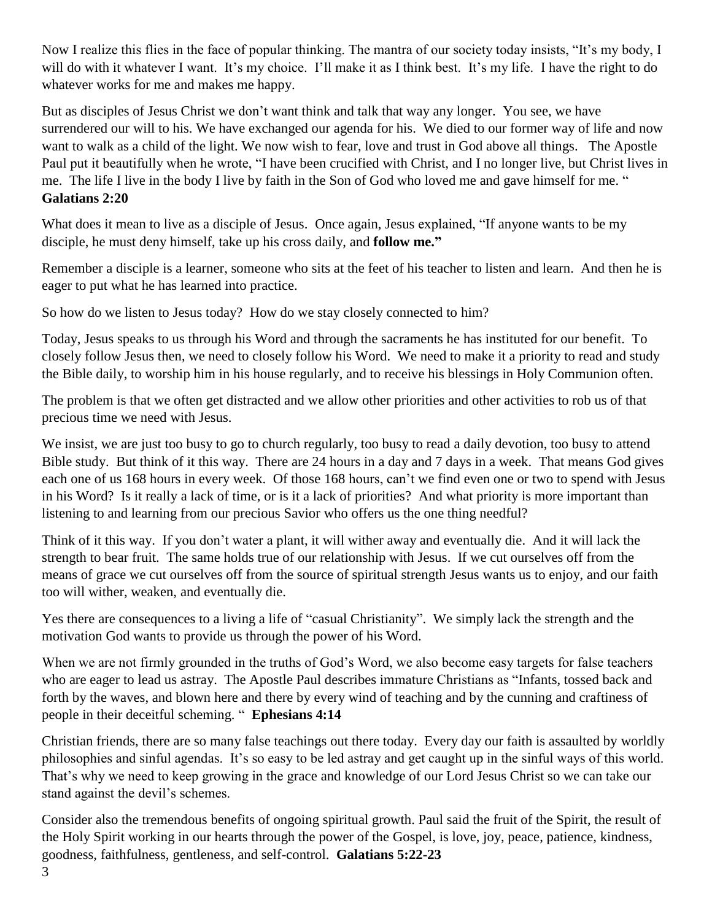Now I realize this flies in the face of popular thinking. The mantra of our society today insists, "It's my body, I will do with it whatever I want. It's my choice. I'll make it as I think best. It's my life. I have the right to do whatever works for me and makes me happy.

But as disciples of Jesus Christ we don't want think and talk that way any longer. You see, we have surrendered our will to his. We have exchanged our agenda for his. We died to our former way of life and now want to walk as a child of the light. We now wish to fear, love and trust in God above all things. The Apostle Paul put it beautifully when he wrote, "I have been crucified with Christ, and I no longer live, but Christ lives in me. The life I live in the body I live by faith in the Son of God who loved me and gave himself for me. " **Galatians 2:20**

What does it mean to live as a disciple of Jesus. Once again, Jesus explained, "If anyone wants to be my disciple, he must deny himself, take up his cross daily, and **follow me."**

Remember a disciple is a learner, someone who sits at the feet of his teacher to listen and learn. And then he is eager to put what he has learned into practice.

So how do we listen to Jesus today? How do we stay closely connected to him?

Today, Jesus speaks to us through his Word and through the sacraments he has instituted for our benefit. To closely follow Jesus then, we need to closely follow his Word. We need to make it a priority to read and study the Bible daily, to worship him in his house regularly, and to receive his blessings in Holy Communion often.

The problem is that we often get distracted and we allow other priorities and other activities to rob us of that precious time we need with Jesus.

We insist, we are just too busy to go to church regularly, too busy to read a daily devotion, too busy to attend Bible study. But think of it this way. There are 24 hours in a day and 7 days in a week. That means God gives each one of us 168 hours in every week. Of those 168 hours, can't we find even one or two to spend with Jesus in his Word? Is it really a lack of time, or is it a lack of priorities? And what priority is more important than listening to and learning from our precious Savior who offers us the one thing needful?

Think of it this way. If you don't water a plant, it will wither away and eventually die. And it will lack the strength to bear fruit. The same holds true of our relationship with Jesus. If we cut ourselves off from the means of grace we cut ourselves off from the source of spiritual strength Jesus wants us to enjoy, and our faith too will wither, weaken, and eventually die.

Yes there are consequences to a living a life of "casual Christianity". We simply lack the strength and the motivation God wants to provide us through the power of his Word.

When we are not firmly grounded in the truths of God's Word, we also become easy targets for false teachers who are eager to lead us astray. The Apostle Paul describes immature Christians as "Infants, tossed back and forth by the waves, and blown here and there by every wind of teaching and by the cunning and craftiness of people in their deceitful scheming. " **Ephesians 4:14**

Christian friends, there are so many false teachings out there today. Every day our faith is assaulted by worldly philosophies and sinful agendas. It's so easy to be led astray and get caught up in the sinful ways of this world. That's why we need to keep growing in the grace and knowledge of our Lord Jesus Christ so we can take our stand against the devil's schemes.

Consider also the tremendous benefits of ongoing spiritual growth. Paul said the fruit of the Spirit, the result of the Holy Spirit working in our hearts through the power of the Gospel, is love, joy, peace, patience, kindness, goodness, faithfulness, gentleness, and self-control. **Galatians 5:22-23**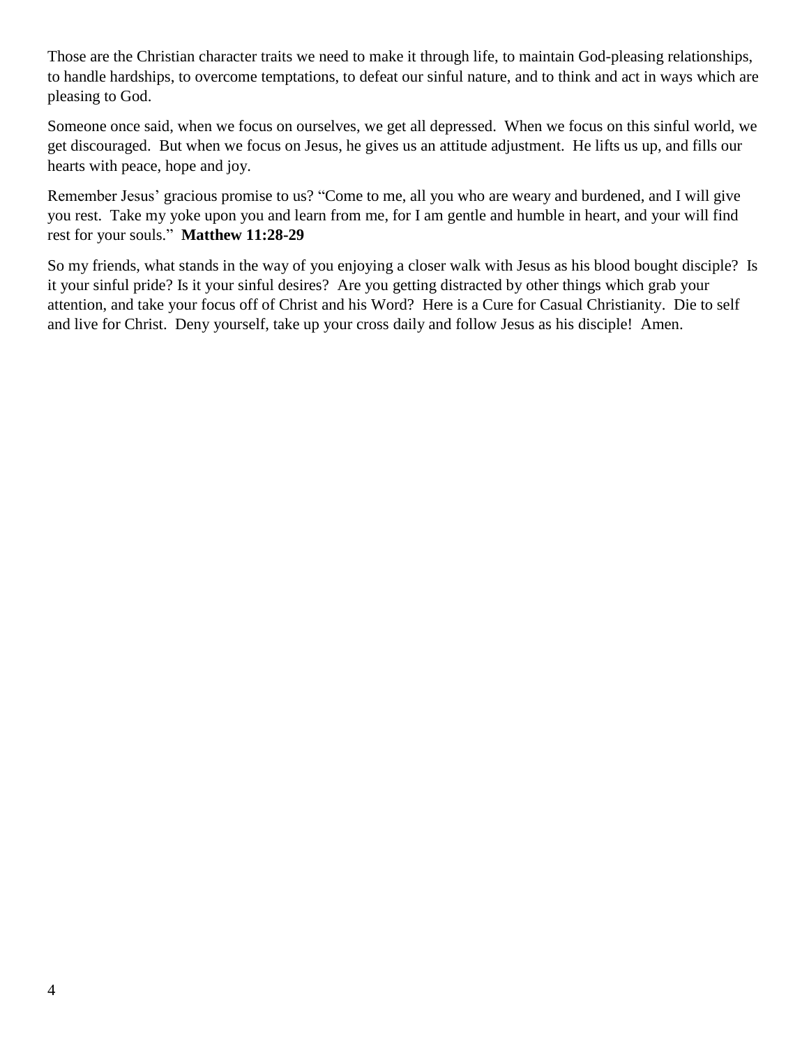Those are the Christian character traits we need to make it through life, to maintain God-pleasing relationships, to handle hardships, to overcome temptations, to defeat our sinful nature, and to think and act in ways which are pleasing to God.

Someone once said, when we focus on ourselves, we get all depressed. When we focus on this sinful world, we get discouraged. But when we focus on Jesus, he gives us an attitude adjustment. He lifts us up, and fills our hearts with peace, hope and joy.

Remember Jesus' gracious promise to us? "Come to me, all you who are weary and burdened, and I will give you rest. Take my yoke upon you and learn from me, for I am gentle and humble in heart, and your will find rest for your souls." **Matthew 11:28-29**

So my friends, what stands in the way of you enjoying a closer walk with Jesus as his blood bought disciple? Is it your sinful pride? Is it your sinful desires? Are you getting distracted by other things which grab your attention, and take your focus off of Christ and his Word? Here is a Cure for Casual Christianity. Die to self and live for Christ. Deny yourself, take up your cross daily and follow Jesus as his disciple! Amen.